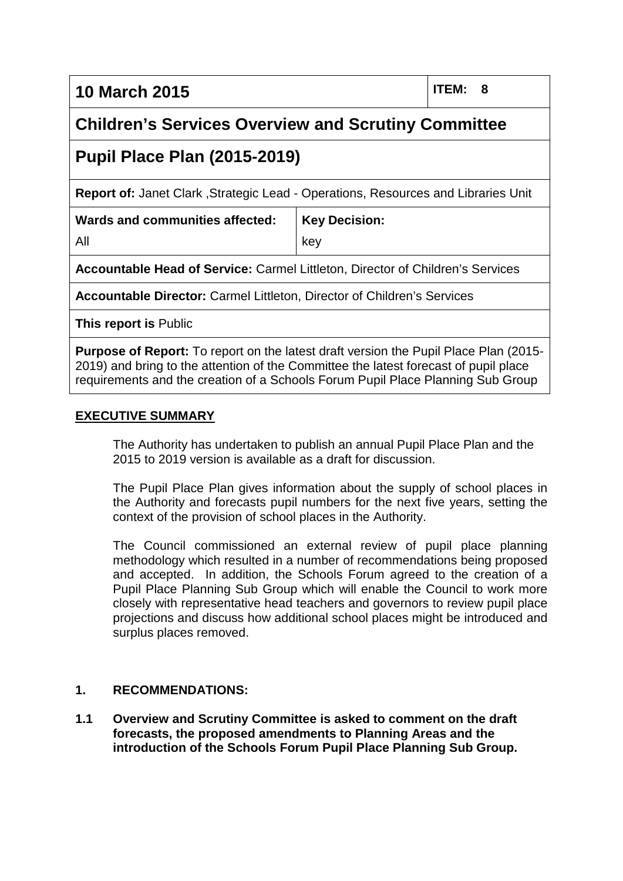| 10 March 2015 | | ITEM: 8 |
|---|---|---|
| **Children's Services Overview and Scrutiny Committee** | | |
| **Pupil Place Plan (2015-2019)** | | |
| **Report of:** Janet Clark ,Strategic Lead - Operations, Resources and Libraries Unit | | |
| **Wards and communities affected:** All | **Key Decision:** key | |
| **Accountable Head of Service:** Carmel Littleton, Director of Children's Services | | |
| **Accountable Director:** Carmel Littleton, Director of Children's Services | | |
| **This report is** Public | | |
| **Purpose of Report:** To report on the latest draft version the Pupil Place Plan (2015-2019) and bring to the attention of the Committee the latest forecast of pupil place requirements and the creation of a Schools Forum Pupil Place Planning Sub Group | | |

## EXECUTIVE SUMMARY

The Authority has undertaken to publish an annual Pupil Place Plan and the 2015 to 2019 version is available as a draft for discussion.

The Pupil Place Plan gives information about the supply of school places in the Authority and forecasts pupil numbers for the next five years, setting the context of the provision of school places in the Authority.

The Council commissioned an external review of pupil place planning methodology which resulted in a number of recommendations being proposed and accepted. In addition, the Schools Forum agreed to the creation of a Pupil Place Planning Sub Group which will enable the Council to work more closely with representative head teachers and governors to review pupil place projections and discuss how additional school places might be introduced and surplus places removed.

## 1. RECOMMENDATIONS:

**1.1 Overview and Scrutiny Committee is asked to comment on the draft forecasts, the proposed amendments to Planning Areas and the introduction of the Schools Forum Pupil Place Planning Sub Group.**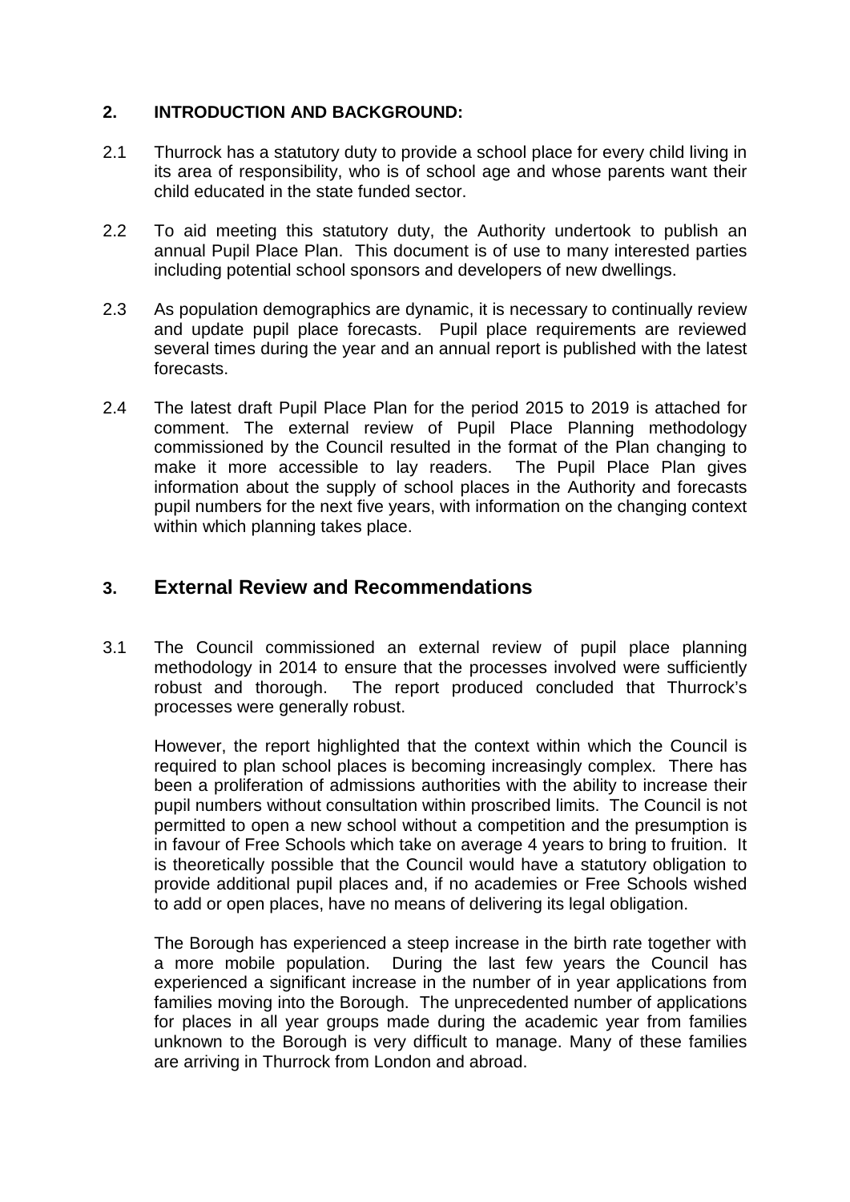## 2. INTRODUCTION AND BACKGROUND:

2.1 Thurrock has a statutory duty to provide a school place for every child living in its area of responsibility, who is of school age and whose parents want their child educated in the state funded sector.

2.2 To aid meeting this statutory duty, the Authority undertook to publish an annual Pupil Place Plan. This document is of use to many interested parties including potential school sponsors and developers of new dwellings.

2.3 As population demographics are dynamic, it is necessary to continually review and update pupil place forecasts. Pupil place requirements are reviewed several times during the year and an annual report is published with the latest forecasts.

2.4 The latest draft Pupil Place Plan for the period 2015 to 2019 is attached for comment. The external review of Pupil Place Planning methodology commissioned by the Council resulted in the format of the Plan changing to make it more accessible to lay readers. The Pupil Place Plan gives information about the supply of school places in the Authority and forecasts pupil numbers for the next five years, with information on the changing context within which planning takes place.

## 3. External Review and Recommendations

3.1 The Council commissioned an external review of pupil place planning methodology in 2014 to ensure that the processes involved were sufficiently robust and thorough. The report produced concluded that Thurrock's processes were generally robust.

However, the report highlighted that the context within which the Council is required to plan school places is becoming increasingly complex. There has been a proliferation of admissions authorities with the ability to increase their pupil numbers without consultation within proscribed limits. The Council is not permitted to open a new school without a competition and the presumption is in favour of Free Schools which take on average 4 years to bring to fruition. It is theoretically possible that the Council would have a statutory obligation to provide additional pupil places and, if no academies or Free Schools wished to add or open places, have no means of delivering its legal obligation.

The Borough has experienced a steep increase in the birth rate together with a more mobile population. During the last few years the Council has experienced a significant increase in the number of in year applications from families moving into the Borough. The unprecedented number of applications for places in all year groups made during the academic year from families unknown to the Borough is very difficult to manage. Many of these families are arriving in Thurrock from London and abroad.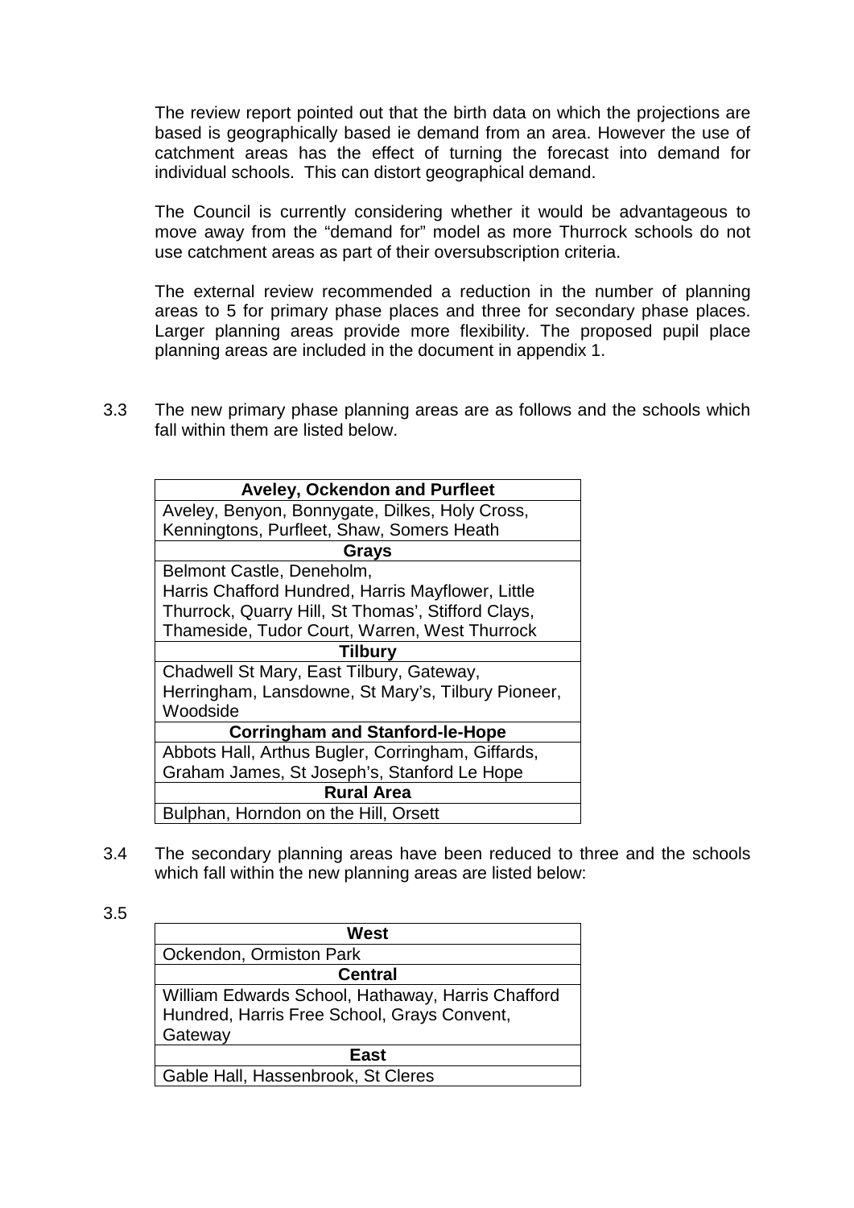The review report pointed out that the birth data on which the projections are based is geographically based ie demand from an area. However the use of catchment areas has the effect of turning the forecast into demand for individual schools. This can distort geographical demand.

The Council is currently considering whether it would be advantageous to move away from the "demand for" model as more Thurrock schools do not use catchment areas as part of their oversubscription criteria.

The external review recommended a reduction in the number of planning areas to 5 for primary phase places and three for secondary phase places. Larger planning areas provide more flexibility. The proposed pupil place planning areas are included in the document in appendix 1.

3.3 The new primary phase planning areas are as follows and the schools which fall within them are listed below.

| **Aveley, Ockendon and Purfleet** |
|---|
| Aveley, Benyon, Bonnygate, Dilkes, Holy Cross, Kenningtons, Purfleet, Shaw, Somers Heath |
| **Grays** |
| Belmont Castle, Deneholm, Harris Chafford Hundred, Harris Mayflower, Little Thurrock, Quarry Hill, St Thomas', Stifford Clays, Thameside, Tudor Court, Warren, West Thurrock |
| **Tilbury** |
| Chadwell St Mary, East Tilbury, Gateway, Herringham, Lansdowne, St Mary's, Tilbury Pioneer, Woodside |
| **Corringham and Stanford-le-Hope** |
| Abbots Hall, Arthus Bugler, Corringham, Giffards, Graham James, St Joseph's, Stanford Le Hope |
| **Rural Area** |
| Bulphan, Horndon on the Hill, Orsett |

3.4 The secondary planning areas have been reduced to three and the schools which fall within the new planning areas are listed below:

3.5

| **West** |
|---|
| Ockendon, Ormiston Park |
| **Central** |
| William Edwards School, Hathaway, Harris Chafford Hundred, Harris Free School, Grays Convent, Gateway |
| **East** |
| Gable Hall, Hassenbrook, St Cleres |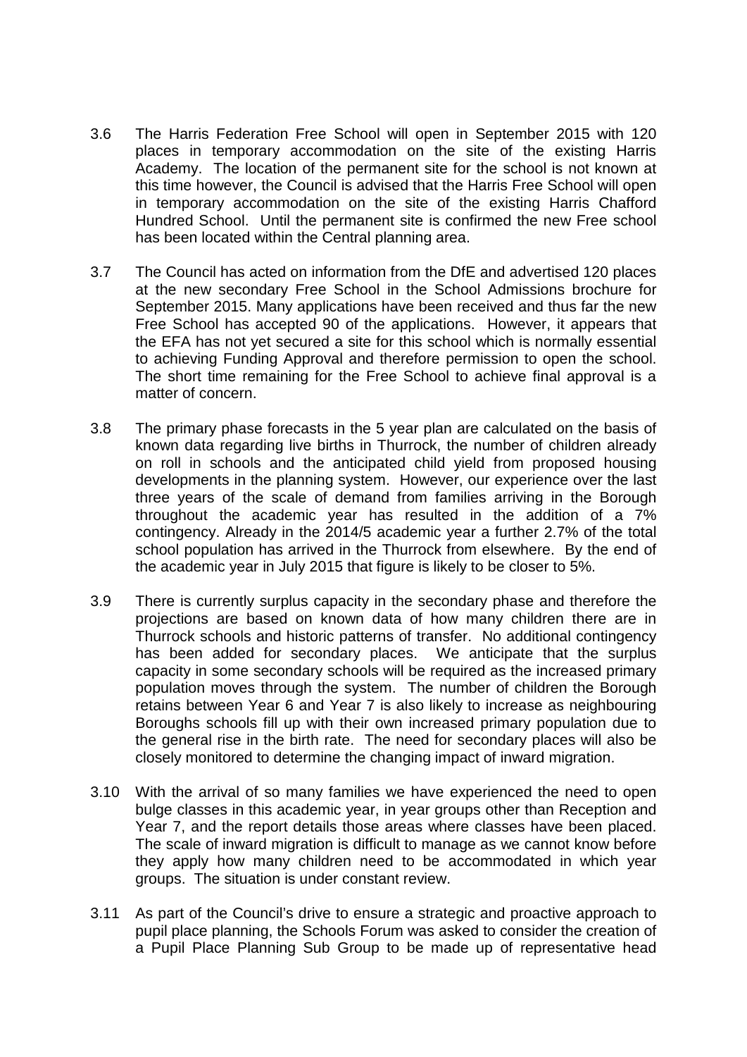3.6 The Harris Federation Free School will open in September 2015 with 120 places in temporary accommodation on the site of the existing Harris Academy. The location of the permanent site for the school is not known at this time however, the Council is advised that the Harris Free School will open in temporary accommodation on the site of the existing Harris Chafford Hundred School. Until the permanent site is confirmed the new Free school has been located within the Central planning area.

3.7 The Council has acted on information from the DfE and advertised 120 places at the new secondary Free School in the School Admissions brochure for September 2015. Many applications have been received and thus far the new Free School has accepted 90 of the applications. However, it appears that the EFA has not yet secured a site for this school which is normally essential to achieving Funding Approval and therefore permission to open the school. The short time remaining for the Free School to achieve final approval is a matter of concern.

3.8 The primary phase forecasts in the 5 year plan are calculated on the basis of known data regarding live births in Thurrock, the number of children already on roll in schools and the anticipated child yield from proposed housing developments in the planning system. However, our experience over the last three years of the scale of demand from families arriving in the Borough throughout the academic year has resulted in the addition of a 7% contingency. Already in the 2014/5 academic year a further 2.7% of the total school population has arrived in the Thurrock from elsewhere. By the end of the academic year in July 2015 that figure is likely to be closer to 5%.

3.9 There is currently surplus capacity in the secondary phase and therefore the projections are based on known data of how many children there are in Thurrock schools and historic patterns of transfer. No additional contingency has been added for secondary places. We anticipate that the surplus capacity in some secondary schools will be required as the increased primary population moves through the system. The number of children the Borough retains between Year 6 and Year 7 is also likely to increase as neighbouring Boroughs schools fill up with their own increased primary population due to the general rise in the birth rate. The need for secondary places will also be closely monitored to determine the changing impact of inward migration.

3.10 With the arrival of so many families we have experienced the need to open bulge classes in this academic year, in year groups other than Reception and Year 7, and the report details those areas where classes have been placed. The scale of inward migration is difficult to manage as we cannot know before they apply how many children need to be accommodated in which year groups. The situation is under constant review.

3.11 As part of the Council's drive to ensure a strategic and proactive approach to pupil place planning, the Schools Forum was asked to consider the creation of a Pupil Place Planning Sub Group to be made up of representative head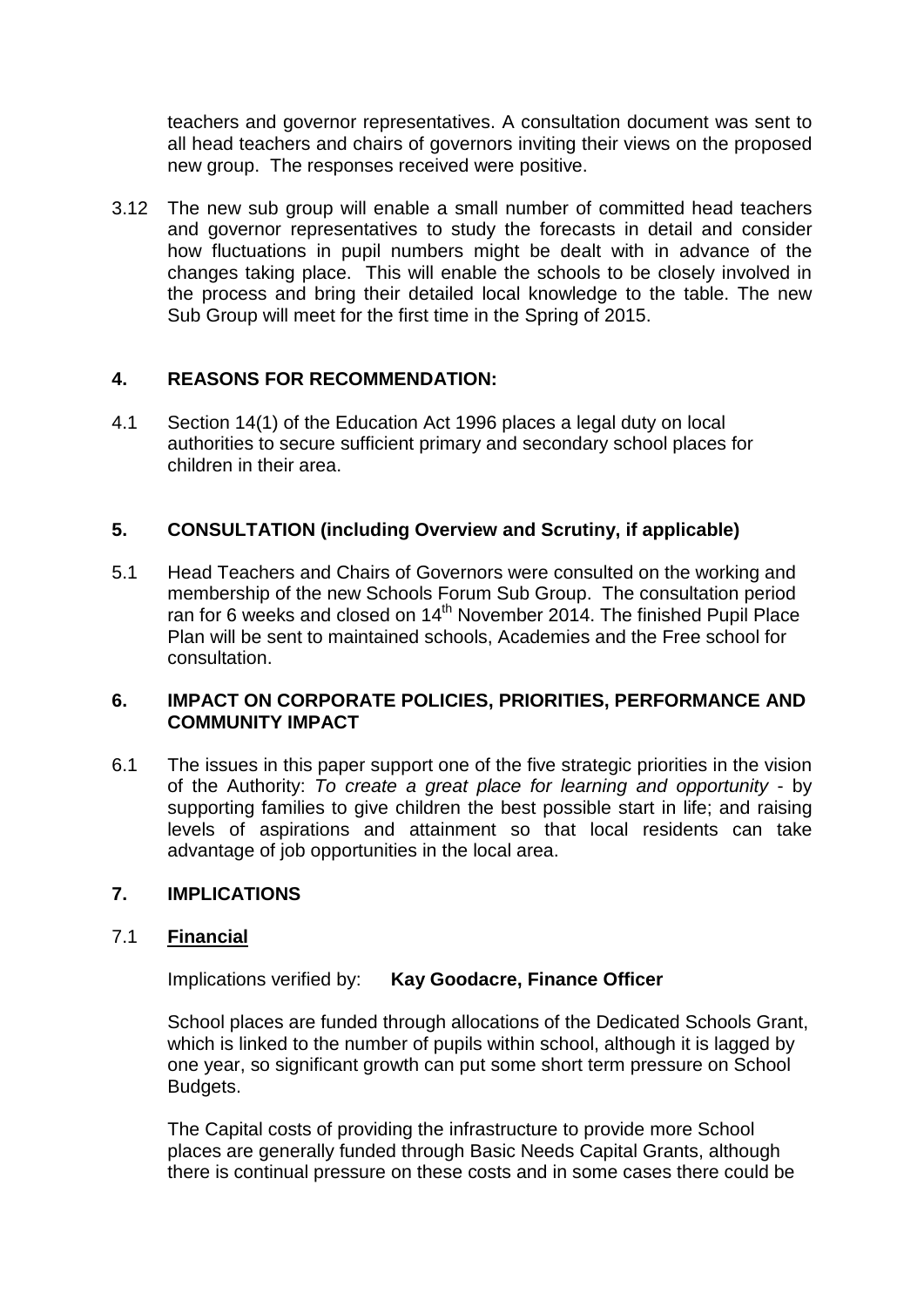teachers and governor representatives. A consultation document was sent to all head teachers and chairs of governors inviting their views on the proposed new group. The responses received were positive.

3.12 The new sub group will enable a small number of committed head teachers and governor representatives to study the forecasts in detail and consider how fluctuations in pupil numbers might be dealt with in advance of the changes taking place. This will enable the schools to be closely involved in the process and bring their detailed local knowledge to the table. The new Sub Group will meet for the first time in the Spring of 2015.

## 4. REASONS FOR RECOMMENDATION:

4.1 Section 14(1) of the Education Act 1996 places a legal duty on local authorities to secure sufficient primary and secondary school places for children in their area.

## 5. CONSULTATION (including Overview and Scrutiny, if applicable)

5.1 Head Teachers and Chairs of Governors were consulted on the working and membership of the new Schools Forum Sub Group. The consultation period ran for 6 weeks and closed on 14th November 2014. The finished Pupil Place Plan will be sent to maintained schools, Academies and the Free school for consultation.

## 6. IMPACT ON CORPORATE POLICIES, PRIORITIES, PERFORMANCE AND COMMUNITY IMPACT

6.1 The issues in this paper support one of the five strategic priorities in the vision of the Authority: *To create a great place for learning and opportunity* - by supporting families to give children the best possible start in life; and raising levels of aspirations and attainment so that local residents can take advantage of job opportunities in the local area.

## 7. IMPLICATIONS

### 7.1 Financial

Implications verified by: **Kay Goodacre, Finance Officer**

School places are funded through allocations of the Dedicated Schools Grant, which is linked to the number of pupils within school, although it is lagged by one year, so significant growth can put some short term pressure on School Budgets.

The Capital costs of providing the infrastructure to provide more School places are generally funded through Basic Needs Capital Grants, although there is continual pressure on these costs and in some cases there could be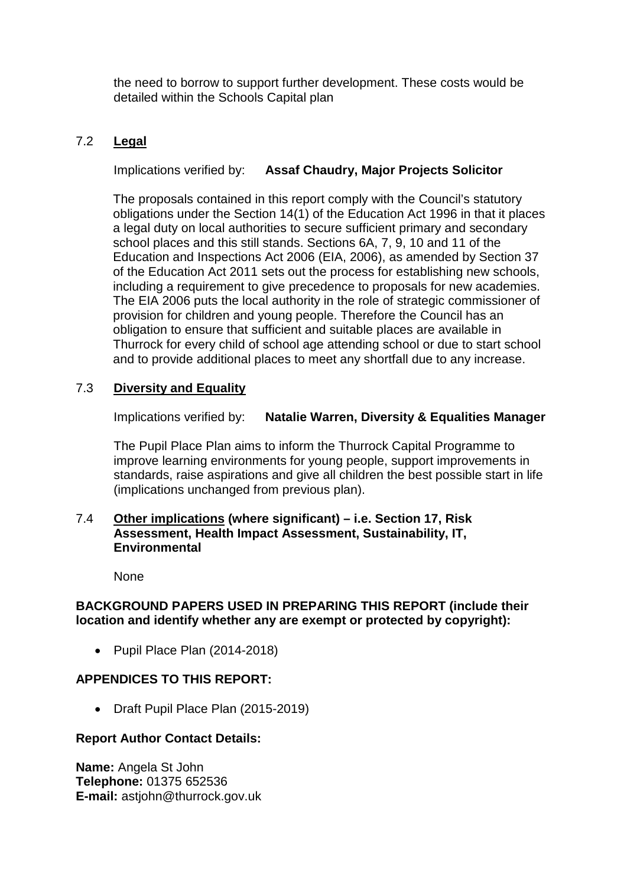the need to borrow to support further development. These costs would be detailed within the Schools Capital plan

7.2 **Legal**

Implications verified by: **Assaf Chaudry, Major Projects Solicitor**

The proposals contained in this report comply with the Council's statutory obligations under the Section 14(1) of the Education Act 1996 in that it places a legal duty on local authorities to secure sufficient primary and secondary school places and this still stands. Sections 6A, 7, 9, 10 and 11 of the Education and Inspections Act 2006 (EIA, 2006), as amended by Section 37 of the Education Act 2011 sets out the process for establishing new schools, including a requirement to give precedence to proposals for new academies. The EIA 2006 puts the local authority in the role of strategic commissioner of provision for children and young people. Therefore the Council has an obligation to ensure that sufficient and suitable places are available in Thurrock for every child of school age attending school or due to start school and to provide additional places to meet any shortfall due to any increase.

7.3 **Diversity and Equality**

Implications verified by: **Natalie Warren, Diversity & Equalities Manager**

The Pupil Place Plan aims to inform the Thurrock Capital Programme to improve learning environments for young people, support improvements in standards, raise aspirations and give all children the best possible start in life (implications unchanged from previous plan).

7.4 **Other implications (where significant) – i.e. Section 17, Risk Assessment, Health Impact Assessment, Sustainability, IT, Environmental**

None

**BACKGROUND PAPERS USED IN PREPARING THIS REPORT (include their location and identify whether any are exempt or protected by copyright):**

- Pupil Place Plan (2014-2018)

**APPENDICES TO THIS REPORT:**

- Draft Pupil Place Plan (2015-2019)

**Report Author Contact Details:**

**Name:** Angela St John
**Telephone:** 01375 652536
**E-mail:** astjohn@thurrock.gov.uk